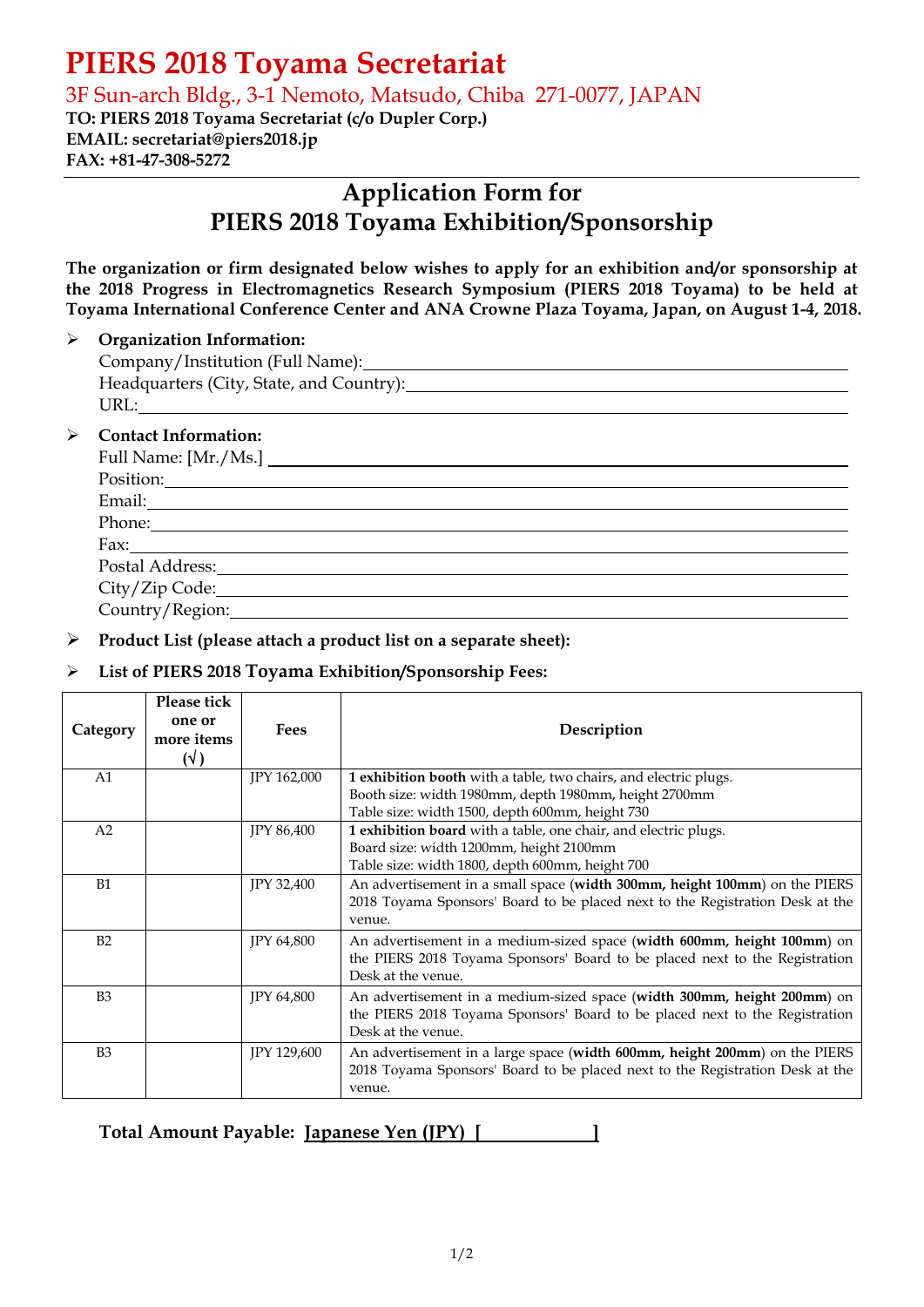# PIERS 2018 Toyama Secretariat

3F Sun-arch Bldg., 3-1 Nemoto, Matsudo, Chiba 271-0077, JAPAN

**TO: PIERS 2018 Toyama Secretariat (c/o Dupler Corp.)**
**EMAIL: secretariat@piers2018.jp**
**FAX: +81-47-308-5272**

---

## Application Form for PIERS 2018 Toyama Exhibition/Sponsorship

**The organization or firm designated below wishes to apply for an exhibition and/or sponsorship at the 2018 Progress in Electromagnetics Research Symposium (PIERS 2018 Toyama) to be held at Toyama International Conference Center and ANA Crowne Plaza Toyama, Japan, on August 1-4, 2018.**

- **Organization Information:**
  Company/Institution (Full Name):\_\_\_\_\_\_\_\_\_\_\_\_\_\_\_\_\_\_\_\_\_\_\_\_\_\_\_\_\_\_
  Headquarters (City, State, and Country):\_\_\_\_\_\_\_\_\_\_\_\_\_\_\_\_\_\_\_\_\_\_\_\_\_\_\_\_\_\_
  URL:\_\_\_\_\_\_\_\_\_\_\_\_\_\_\_\_\_\_\_\_\_\_\_\_\_\_\_\_\_\_

- **Contact Information:**
  Full Name: [Mr./Ms.] \_\_\_\_\_\_\_\_\_\_\_\_\_\_\_\_\_\_\_\_\_\_\_\_\_\_\_\_\_\_
  Position:\_\_\_\_\_\_\_\_\_\_\_\_\_\_\_\_\_\_\_\_\_\_\_\_\_\_\_\_\_\_
  Email:\_\_\_\_\_\_\_\_\_\_\_\_\_\_\_\_\_\_\_\_\_\_\_\_\_\_\_\_\_\_
  Phone:\_\_\_\_\_\_\_\_\_\_\_\_\_\_\_\_\_\_\_\_\_\_\_\_\_\_\_\_\_\_
  Fax:\_\_\_\_\_\_\_\_\_\_\_\_\_\_\_\_\_\_\_\_\_\_\_\_\_\_\_\_\_\_
  Postal Address:\_\_\_\_\_\_\_\_\_\_\_\_\_\_\_\_\_\_\_\_\_\_\_\_\_\_\_\_\_\_
  City/Zip Code:\_\_\_\_\_\_\_\_\_\_\_\_\_\_\_\_\_\_\_\_\_\_\_\_\_\_\_\_\_\_
  Country/Region:\_\_\_\_\_\_\_\_\_\_\_\_\_\_\_\_\_\_\_\_\_\_\_\_\_\_\_\_\_\_

- **Product List (please attach a product list on a separate sheet):**

- **List of PIERS 2018 Toyama Exhibition/Sponsorship Fees:**

| Category | Please tick one or more items (√) | Fees | Description |
|---|---|---|---|
| A1 | | JPY 162,000 | **1 exhibition booth** with a table, two chairs, and electric plugs.<br>Booth size: width 1980mm, depth 1980mm, height 2700mm<br>Table size: width 1500, depth 600mm, height 730 |
| A2 | | JPY 86,400 | **1 exhibition board** with a table, one chair, and electric plugs.<br>Board size: width 1200mm, height 2100mm<br>Table size: width 1800, depth 600mm, height 700 |
| B1 | | JPY 32,400 | An advertisement in a small space (**width 300mm, height 100mm**) on the PIERS 2018 Toyama Sponsors' Board to be placed next to the Registration Desk at the venue. |
| B2 | | JPY 64,800 | An advertisement in a medium-sized space (**width 600mm, height 100mm**) on the PIERS 2018 Toyama Sponsors' Board to be placed next to the Registration Desk at the venue. |
| B3 | | JPY 64,800 | An advertisement in a medium-sized space (**width 300mm, height 200mm**) on the PIERS 2018 Toyama Sponsors' Board to be placed next to the Registration Desk at the venue. |
| B3 | | JPY 129,600 | An advertisement in a large space (**width 600mm, height 200mm**) on the PIERS 2018 Toyama Sponsors' Board to be placed next to the Registration Desk at the venue. |

**Total Amount Payable: Japanese Yen (JPY) [ &nbsp;&nbsp;&nbsp;&nbsp;&nbsp;&nbsp;&nbsp;&nbsp;&nbsp;&nbsp;&nbsp;&nbsp; ]**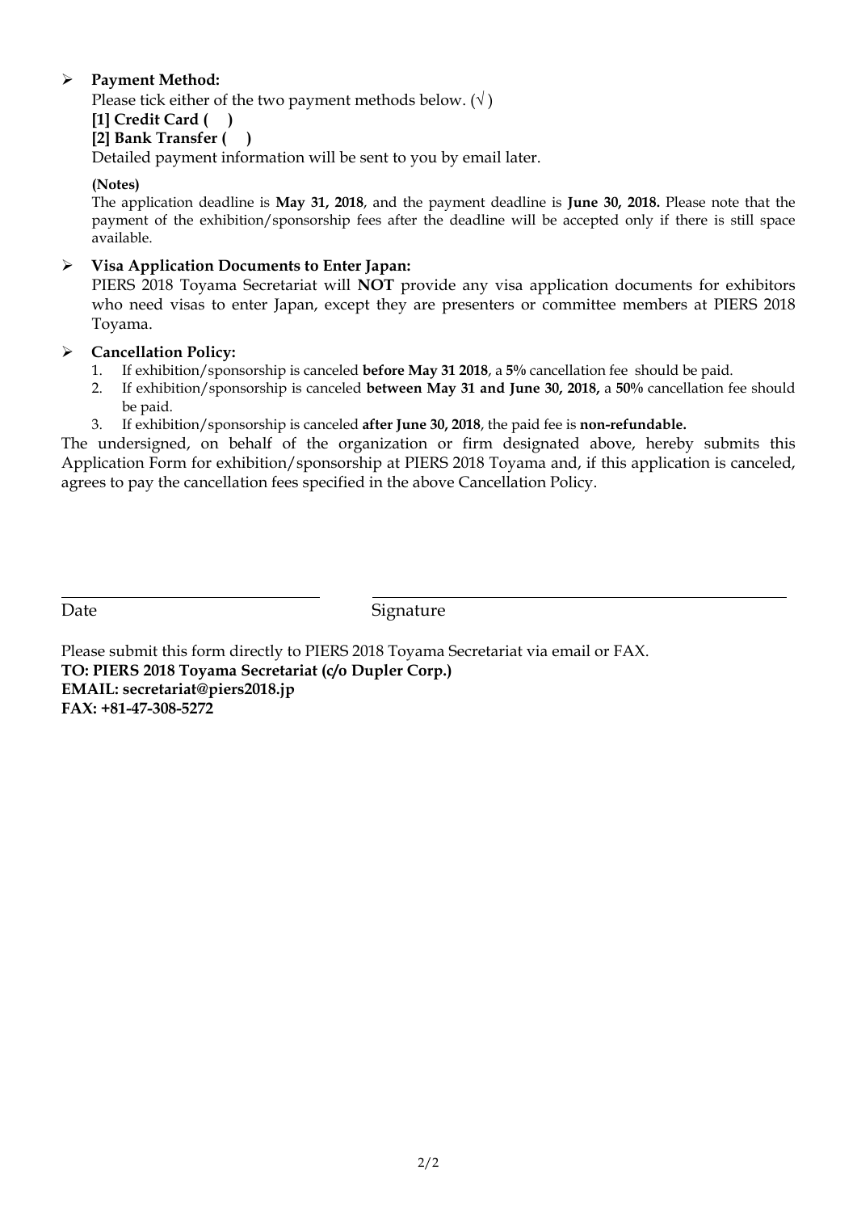- **Payment Method:**

  Please tick either of the two payment methods below. (√)

  **[1] Credit Card (    )**

  **[2] Bank Transfer (    )**

  Detailed payment information will be sent to you by email later.

  **(Notes)**

  The application deadline is **May 31, 2018**, and the payment deadline is **June 30, 2018.** Please note that the payment of the exhibition/sponsorship fees after the deadline will be accepted only if there is still space available.

- **Visa Application Documents to Enter Japan:**

  PIERS 2018 Toyama Secretariat will **NOT** provide any visa application documents for exhibitors who need visas to enter Japan, except they are presenters or committee members at PIERS 2018 Toyama.

- **Cancellation Policy:**
  1. If exhibition/sponsorship is canceled **before May 31 2018**, a **5%** cancellation fee should be paid.
  2. If exhibition/sponsorship is canceled **between May 31 and June 30, 2018,** a **50%** cancellation fee should be paid.
  3. If exhibition/sponsorship is canceled **after June 30, 2018**, the paid fee is **non-refundable.**

The undersigned, on behalf of the organization or firm designated above, hereby submits this Application Form for exhibition/sponsorship at PIERS 2018 Toyama and, if this application is canceled, agrees to pay the cancellation fees specified in the above Cancellation Policy.

\_\_\_\_\_\_\_\_\_\_\_\_\_\_\_\_\_\_\_\_\_\_\_\_\_\_ \_\_\_\_\_\_\_\_\_\_\_\_\_\_\_\_\_\_\_\_\_\_\_\_\_\_\_\_\_\_\_\_\_\_\_\_\_\_\_\_

Date Signature

Please submit this form directly to PIERS 2018 Toyama Secretariat via email or FAX.

**TO: PIERS 2018 Toyama Secretariat (c/o Dupler Corp.)**

**EMAIL: secretariat@piers2018.jp**

**FAX: +81-47-308-5272**